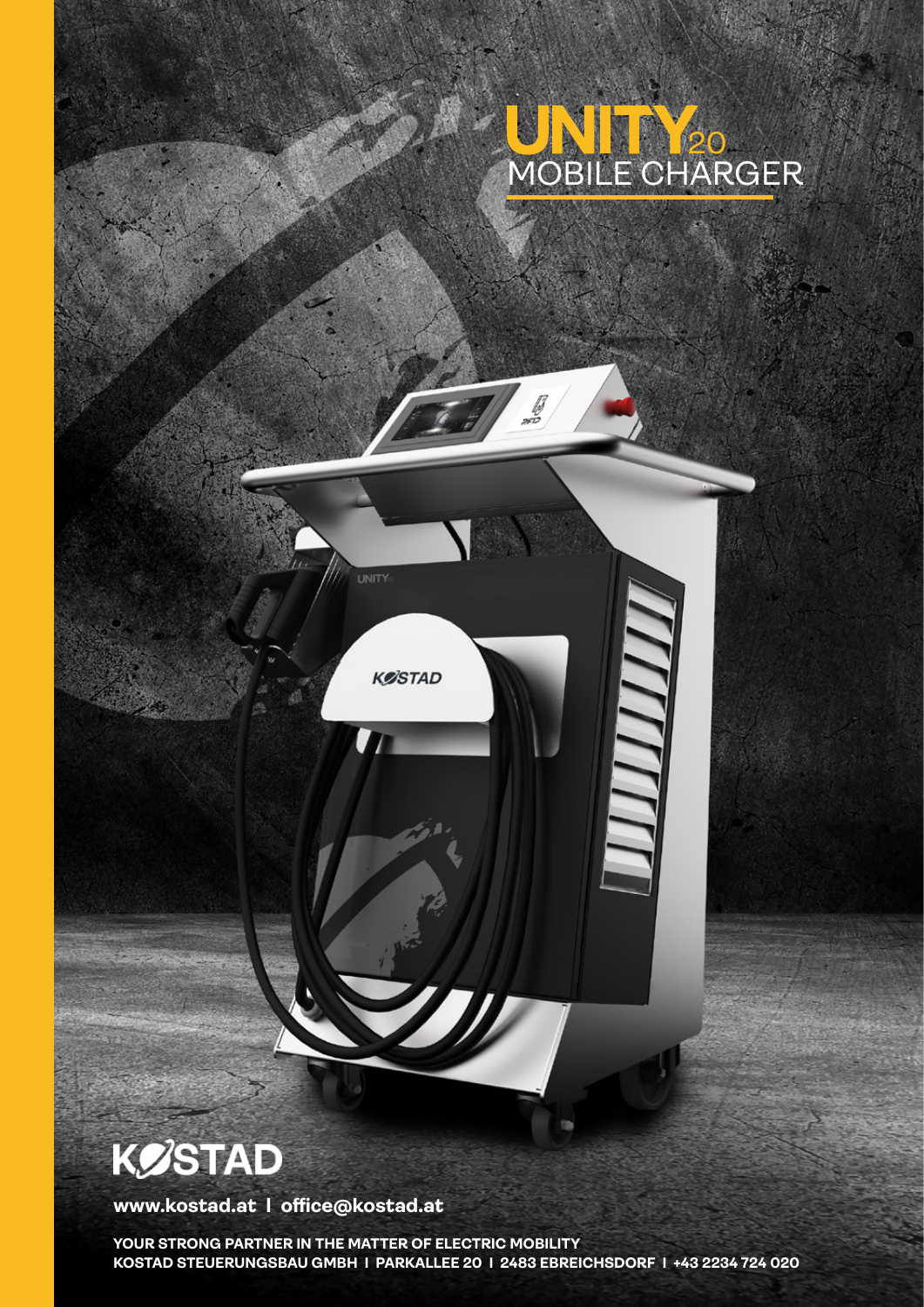# UNITY20 MOBILE CHARGER

KOSTAD

www.kostad.at | office@kostad.at

YOUR STRONG PARTNER IN THE MATTER OF ELECTRIC MOBILITY
KOSTAD STEUERUNGSBAU GMBH | PARKALLEE 20 | 2483 EBREICHSDORF | +43 2234 724 020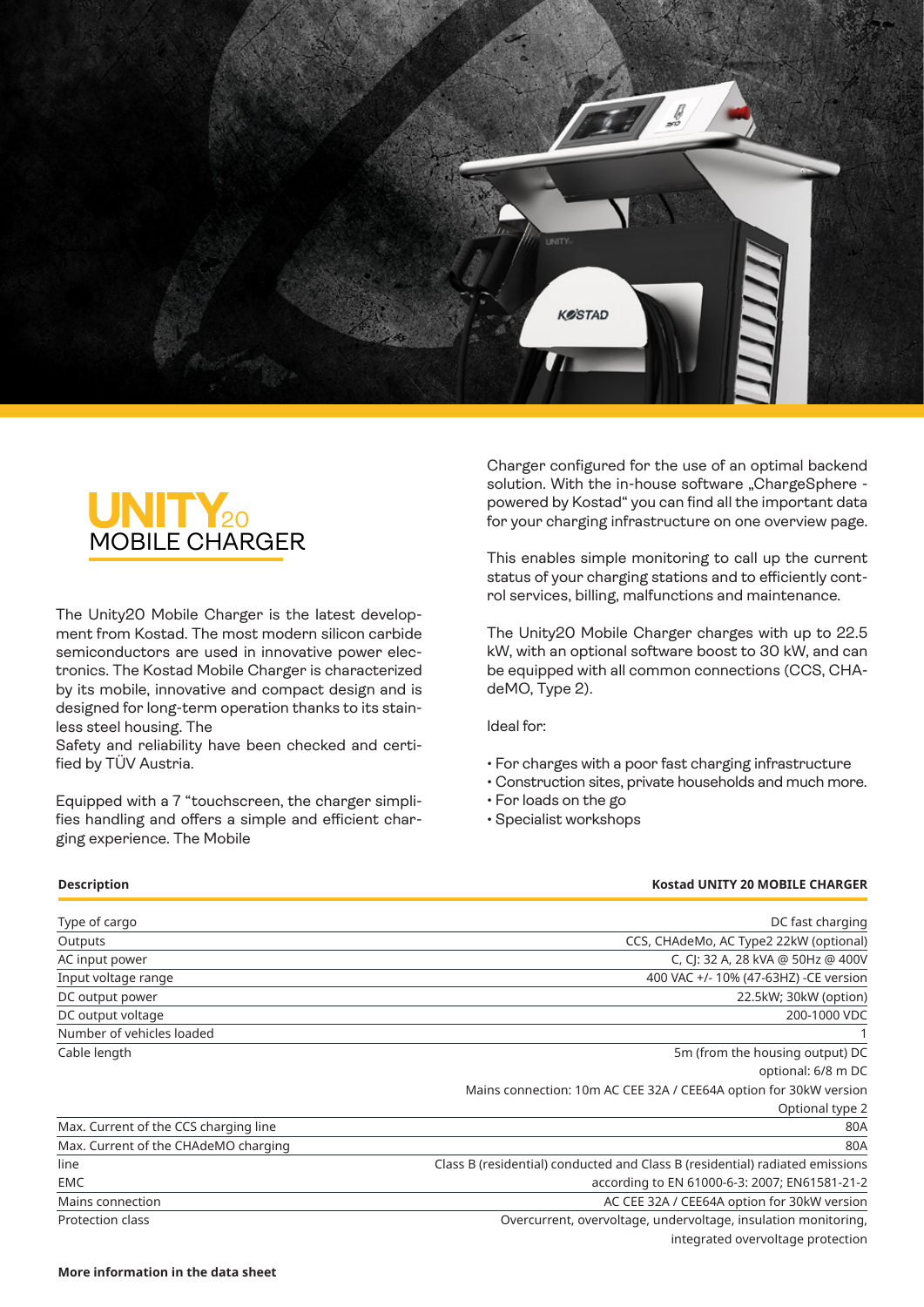# UNITY20 MOBILE CHARGER

The Unity20 Mobile Charger is the latest development from Kostad. The most modern silicon carbide semiconductors are used in innovative power electronics. The Kostad Mobile Charger is characterized by its mobile, innovative and compact design and is designed for long-term operation thanks to its stainless steel housing. The
Safety and reliability have been checked and certified by TÜV Austria.

Equipped with a 7 "touchscreen, the charger simplifies handling and offers a simple and efficient charging experience. The Mobile

Charger configured for the use of an optimal backend solution. With the in-house software „ChargeSphere - powered by Kostad" you can find all the important data for your charging infrastructure on one overview page.

This enables simple monitoring to call up the current status of your charging stations and to efficiently control services, billing, malfunctions and maintenance.

The Unity20 Mobile Charger charges with up to 22.5 kW, with an optional software boost to 30 kW, and can be equipped with all common connections (CCS, CHAdeMO, Type 2).

Ideal for:

- For charges with a poor fast charging infrastructure
- Construction sites, private households and much more.
- For loads on the go
- Specialist workshops

| Description | Kostad UNITY 20 MOBILE CHARGER |
|---|---|
| Type of cargo | DC fast charging |
| Outputs | CCS, CHAdeMo, AC Type2 22kW (optional) |
| AC input power | C, CJ: 32 A, 28 kVA @ 50Hz @ 400V |
| Input voltage range | 400 VAC +/- 10% (47-63HZ) -CE version |
| DC output power | 22.5kW; 30kW (option) |
| DC output voltage | 200-1000 VDC |
| Number of vehicles loaded | 1 |
| Cable length | 5m (from the housing output) DC<br>optional: 6/8 m DC<br>Mains connection: 10m AC CEE 32A / CEE64A option for 30kW version<br>Optional type 2 |
| Max. Current of the CCS charging line | 80A |
| Max. Current of the CHAdeMO charging line | 80A |
| EMC | Class B (residential) conducted and Class B (residential) radiated emissions according to EN 61000-6-3: 2007; EN61581-21-2 |
| Mains connection | AC CEE 32A / CEE64A option for 30kW version |
| Protection class | Overcurrent, overvoltage, undervoltage, insulation monitoring, integrated overvoltage protection |

**More information in the data sheet**